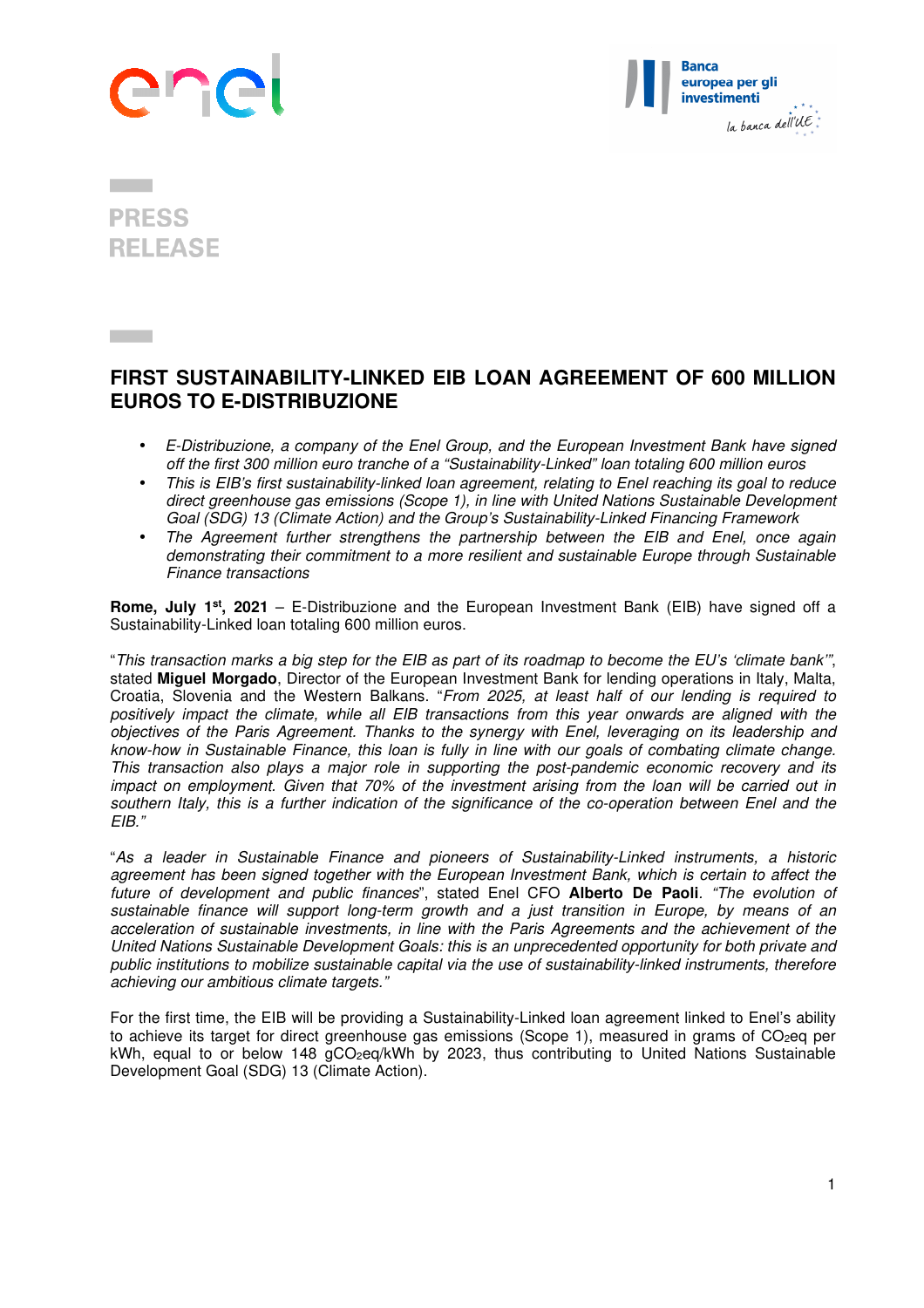PRESS RELEASE

# FIRST SUSTAINABILITY-LINKED EIB LOAN AGREEMENT OF 600 MILLION EUROS TO E-DISTRIBUZIONE

- *E-Distribuzione, a company of the Enel Group, and the European Investment Bank have signed off the first 300 million euro tranche of a "Sustainability-Linked" loan totaling 600 million euros*
- *This is EIB's first sustainability-linked loan agreement, relating to Enel reaching its goal to reduce direct greenhouse gas emissions (Scope 1), in line with United Nations Sustainable Development Goal (SDG) 13 (Climate Action) and the Group's Sustainability-Linked Financing Framework*
- *The Agreement further strengthens the partnership between the EIB and Enel, once again demonstrating their commitment to a more resilient and sustainable Europe through Sustainable Finance transactions*

**Rome, July 1st, 2021** – E-Distribuzione and the European Investment Bank (EIB) have signed off a Sustainability-Linked loan totaling 600 million euros.

"*This transaction marks a big step for the EIB as part of its roadmap to become the EU's 'climate bank'*", stated **Miguel Morgado**, Director of the European Investment Bank for lending operations in Italy, Malta, Croatia, Slovenia and the Western Balkans. "*From 2025, at least half of our lending is required to positively impact the climate, while all EIB transactions from this year onwards are aligned with the objectives of the Paris Agreement. Thanks to the synergy with Enel, leveraging on its leadership and know-how in Sustainable Finance, this loan is fully in line with our goals of combating climate change. This transaction also plays a major role in supporting the post-pandemic economic recovery and its impact on employment. Given that 70% of the investment arising from the loan will be carried out in southern Italy, this is a further indication of the significance of the co-operation between Enel and the EIB.*"

"*As a leader in Sustainable Finance and pioneers of Sustainability-Linked instruments, a historic agreement has been signed together with the European Investment Bank, which is certain to affect the future of development and public finances*", stated Enel CFO **Alberto De Paoli**. *"The evolution of sustainable finance will support long-term growth and a just transition in Europe, by means of an acceleration of sustainable investments, in line with the Paris Agreements and the achievement of the United Nations Sustainable Development Goals: this is an unprecedented opportunity for both private and public institutions to mobilize sustainable capital via the use of sustainability-linked instruments, therefore achieving our ambitious climate targets."*

For the first time, the EIB will be providing a Sustainability-Linked loan agreement linked to Enel's ability to achieve its target for direct greenhouse gas emissions (Scope 1), measured in grams of $CO_2eq$ per kWh, equal to or below 148 $gCO_2eq/kWh$ by 2023, thus contributing to United Nations Sustainable Development Goal (SDG) 13 (Climate Action).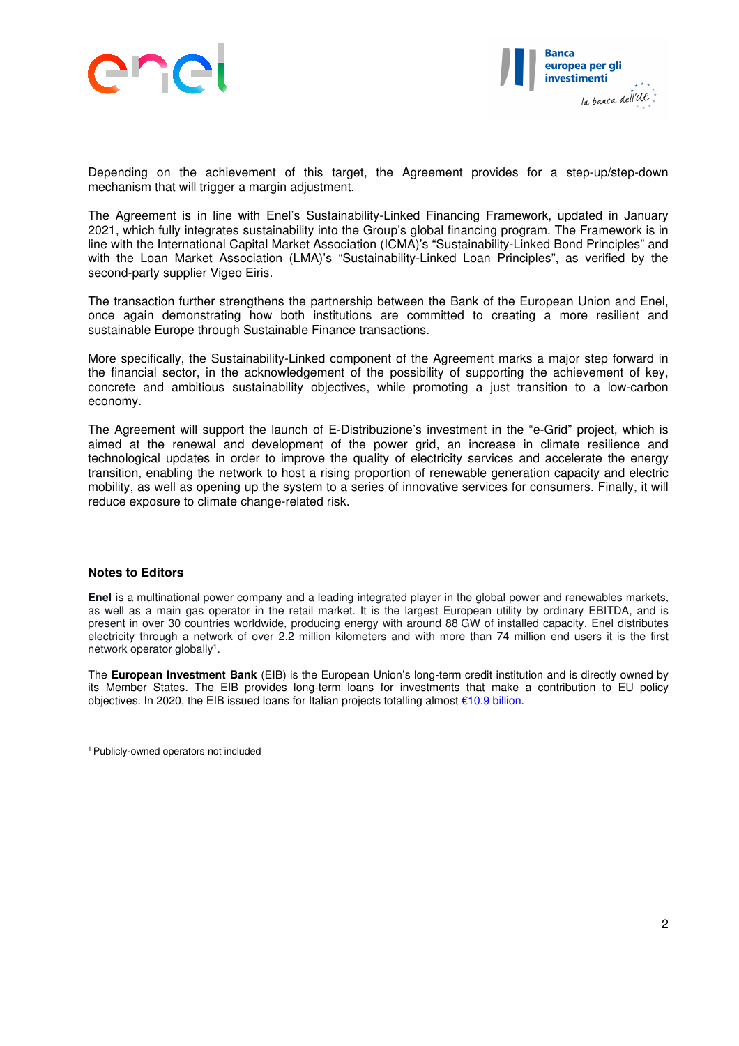Depending on the achievement of this target, the Agreement provides for a step-up/step-down mechanism that will trigger a margin adjustment.

The Agreement is in line with Enel's Sustainability-Linked Financing Framework, updated in January 2021, which fully integrates sustainability into the Group's global financing program. The Framework is in line with the International Capital Market Association (ICMA)'s "Sustainability-Linked Bond Principles" and with the Loan Market Association (LMA)'s "Sustainability-Linked Loan Principles", as verified by the second-party supplier Vigeo Eiris.

The transaction further strengthens the partnership between the Bank of the European Union and Enel, once again demonstrating how both institutions are committed to creating a more resilient and sustainable Europe through Sustainable Finance transactions.

More specifically, the Sustainability-Linked component of the Agreement marks a major step forward in the financial sector, in the acknowledgement of the possibility of supporting the achievement of key, concrete and ambitious sustainability objectives, while promoting a just transition to a low-carbon economy.

The Agreement will support the launch of E-Distribuzione's investment in the "e-Grid" project, which is aimed at the renewal and development of the power grid, an increase in climate resilience and technological updates in order to improve the quality of electricity services and accelerate the energy transition, enabling the network to host a rising proportion of renewable generation capacity and electric mobility, as well as opening up the system to a series of innovative services for consumers. Finally, it will reduce exposure to climate change-related risk.

### Notes to Editors

**Enel** is a multinational power company and a leading integrated player in the global power and renewables markets, as well as a main gas operator in the retail market. It is the largest European utility by ordinary EBITDA, and is present in over 30 countries worldwide, producing energy with around 88 GW of installed capacity. Enel distributes electricity through a network of over 2.2 million kilometers and with more than 74 million end users it is the first network operator globally[1].

The **European Investment Bank** (EIB) is the European Union's long-term credit institution and is directly owned by its Member States. The EIB provides long-term loans for investments that make a contribution to EU policy objectives. In 2020, the EIB issued loans for Italian projects totalling almost €10.9 billion.

[1] Publicly-owned operators not included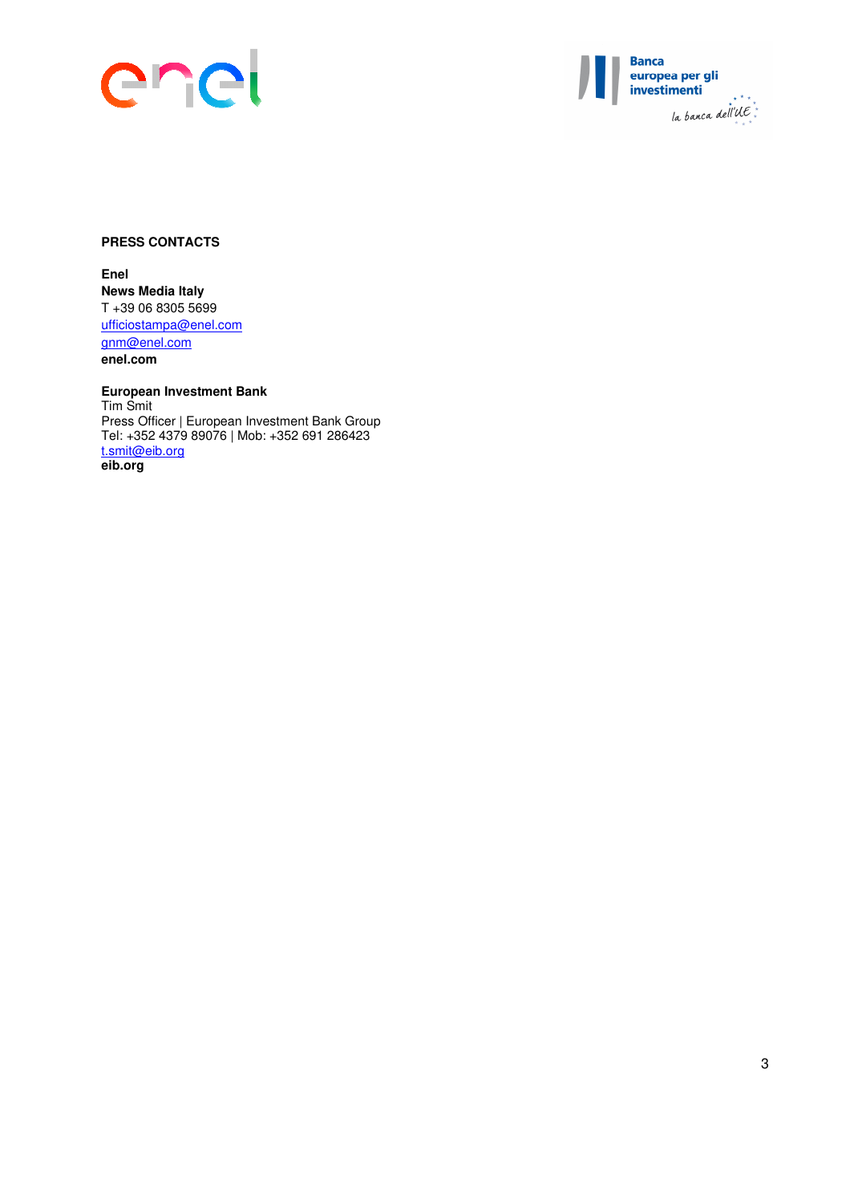**PRESS CONTACTS**

**Enel**
**News Media Italy**
T +39 06 8305 5699
ufficiostampa@enel.com
gnm@enel.com
**enel.com**

**European Investment Bank**
Tim Smit
Press Officer | European Investment Bank Group
Tel: +352 4379 89076 | Mob: +352 691 286423
t.smit@eib.org
**eib.org**